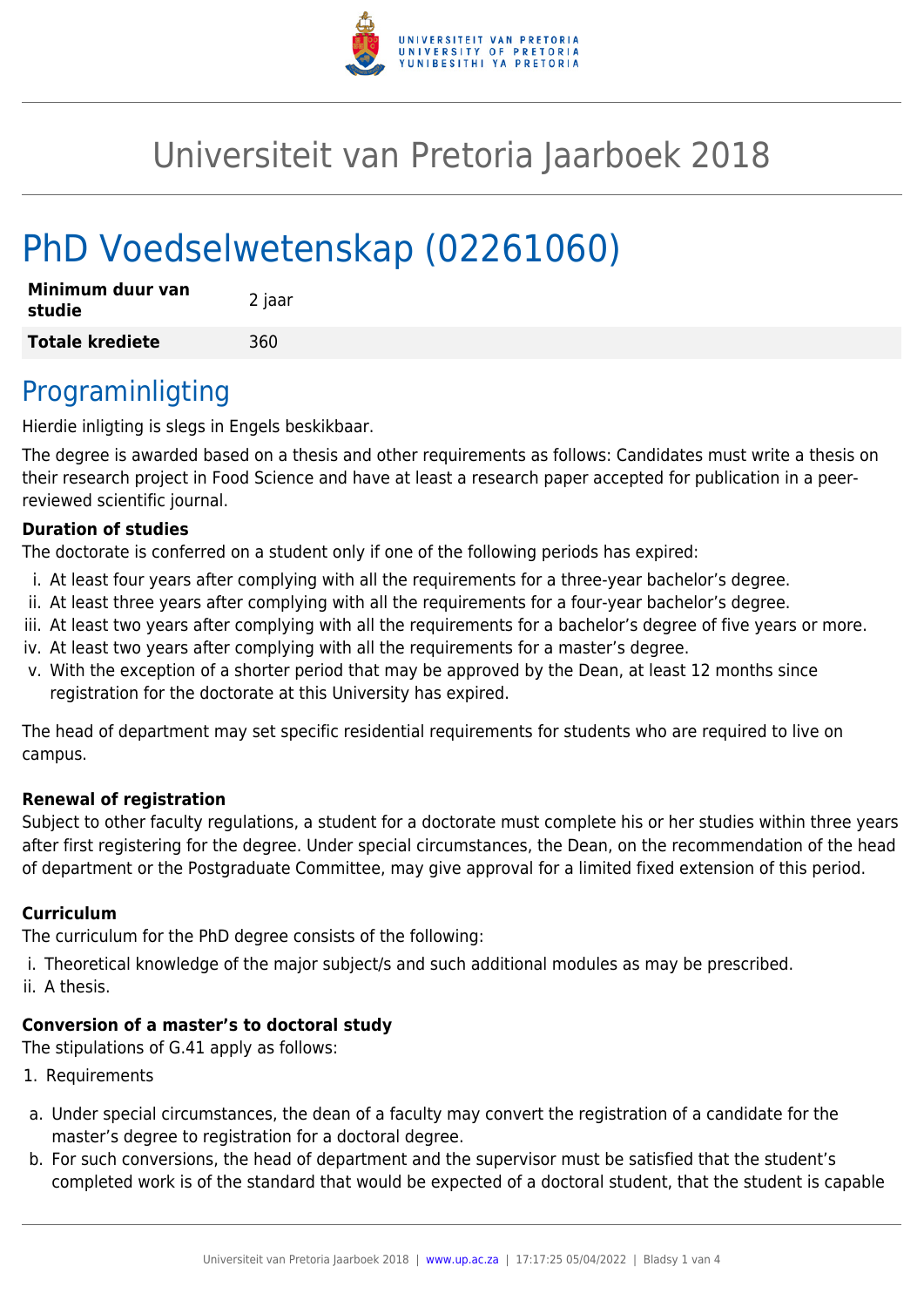# Universiteit van Pretoria Jaarboek 2018

# PhD Voedselwetenskap (02261060)

| **Minimum duur van studie** | 2 jaar |
|---|---|
| **Totale krediete** | 360 |

## Programinligting

Hierdie inligting is slegs in Engels beskikbaar.

The degree is awarded based on a thesis and other requirements as follows: Candidates must write a thesis on their research project in Food Science and have at least a research paper accepted for publication in a peer-reviewed scientific journal.

**Duration of studies**

The doctorate is conferred on a student only if one of the following periods has expired:

i. At least four years after complying with all the requirements for a three-year bachelor's degree.
ii. At least three years after complying with all the requirements for a four-year bachelor's degree.
iii. At least two years after complying with all the requirements for a bachelor's degree of five years or more.
iv. At least two years after complying with all the requirements for a master's degree.
v. With the exception of a shorter period that may be approved by the Dean, at least 12 months since registration for the doctorate at this University has expired.

The head of department may set specific residential requirements for students who are required to live on campus.

**Renewal of registration**

Subject to other faculty regulations, a student for a doctorate must complete his or her studies within three years after first registering for the degree. Under special circumstances, the Dean, on the recommendation of the head of department or the Postgraduate Committee, may give approval for a limited fixed extension of this period.

**Curriculum**

The curriculum for the PhD degree consists of the following:

i. Theoretical knowledge of the major subject/s and such additional modules as may be prescribed.
ii. A thesis.

**Conversion of a master's to doctoral study**

The stipulations of G.41 apply as follows:

1. Requirements

a. Under special circumstances, the dean of a faculty may convert the registration of a candidate for the master's degree to registration for a doctoral degree.
b. For such conversions, the head of department and the supervisor must be satisfied that the student's completed work is of the standard that would be expected of a doctoral student, that the student is capable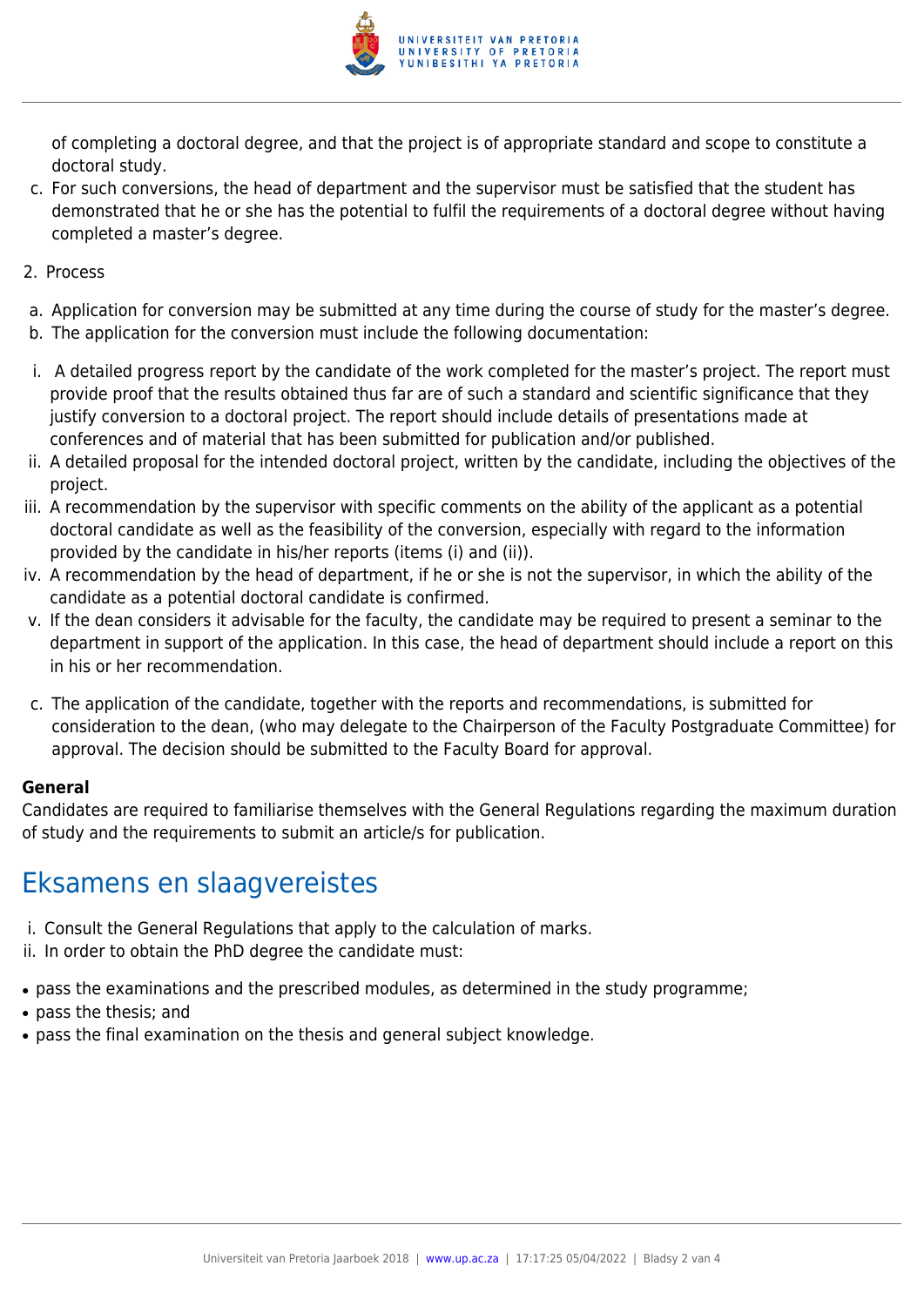of completing a doctoral degree, and that the project is of appropriate standard and scope to constitute a doctoral study.

c. For such conversions, the head of department and the supervisor must be satisfied that the student has demonstrated that he or she has the potential to fulfil the requirements of a doctoral degree without having completed a master's degree.

2. Process

a. Application for conversion may be submitted at any time during the course of study for the master's degree.
b. The application for the conversion must include the following documentation:

i. A detailed progress report by the candidate of the work completed for the master's project. The report must provide proof that the results obtained thus far are of such a standard and scientific significance that they justify conversion to a doctoral project. The report should include details of presentations made at conferences and of material that has been submitted for publication and/or published.
ii. A detailed proposal for the intended doctoral project, written by the candidate, including the objectives of the project.
iii. A recommendation by the supervisor with specific comments on the ability of the applicant as a potential doctoral candidate as well as the feasibility of the conversion, especially with regard to the information provided by the candidate in his/her reports (items (i) and (ii)).
iv. A recommendation by the head of department, if he or she is not the supervisor, in which the ability of the candidate as a potential doctoral candidate is confirmed.
v. If the dean considers it advisable for the faculty, the candidate may be required to present a seminar to the department in support of the application. In this case, the head of department should include a report on this in his or her recommendation.

c. The application of the candidate, together with the reports and recommendations, is submitted for consideration to the dean, (who may delegate to the Chairperson of the Faculty Postgraduate Committee) for approval. The decision should be submitted to the Faculty Board for approval.

**General**

Candidates are required to familiarise themselves with the General Regulations regarding the maximum duration of study and the requirements to submit an article/s for publication.

## Eksamens en slaagvereistes

i. Consult the General Regulations that apply to the calculation of marks.
ii. In order to obtain the PhD degree the candidate must:

- pass the examinations and the prescribed modules, as determined in the study programme;
- pass the thesis; and
- pass the final examination on the thesis and general subject knowledge.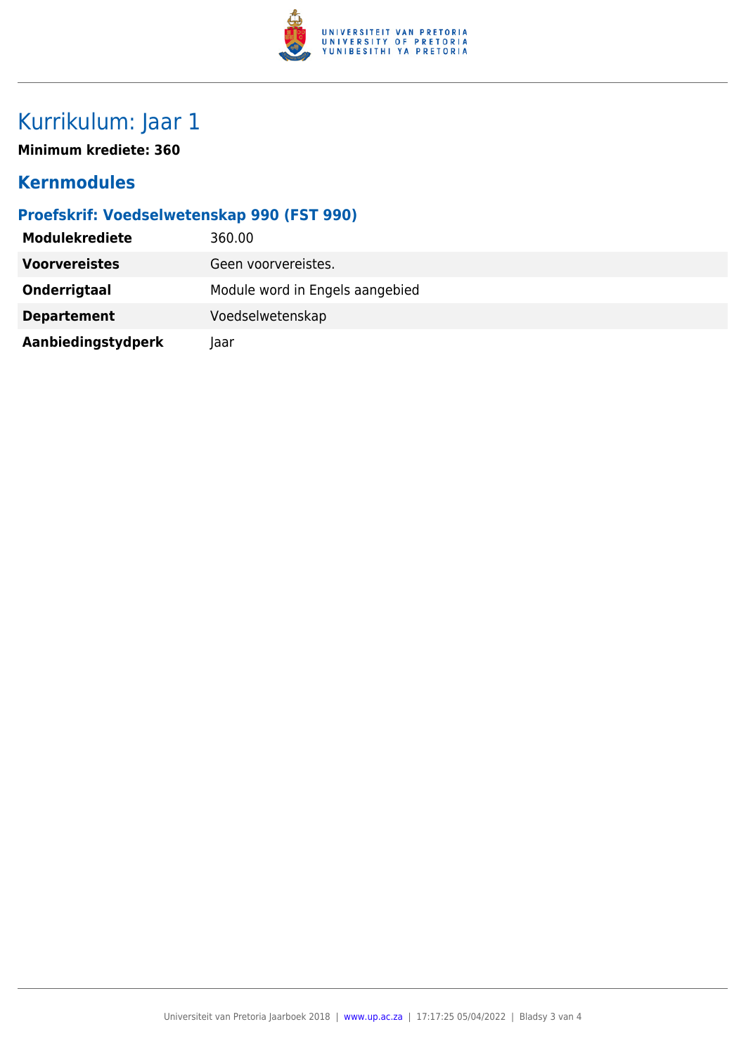# Kurrikulum: Jaar 1

**Minimum krediete: 360**

## Kernmodules

### Proefskrif: Voedselwetenskap 990 (FST 990)

| | |
|---|---|
| **Modulekrediete** | 360.00 |
| **Voorvereistes** | Geen voorvereistes. |
| **Onderrigtaal** | Module word in Engels aangebied |
| **Departement** | Voedselwetenskap |
| **Aanbiedingstydperk** | Jaar |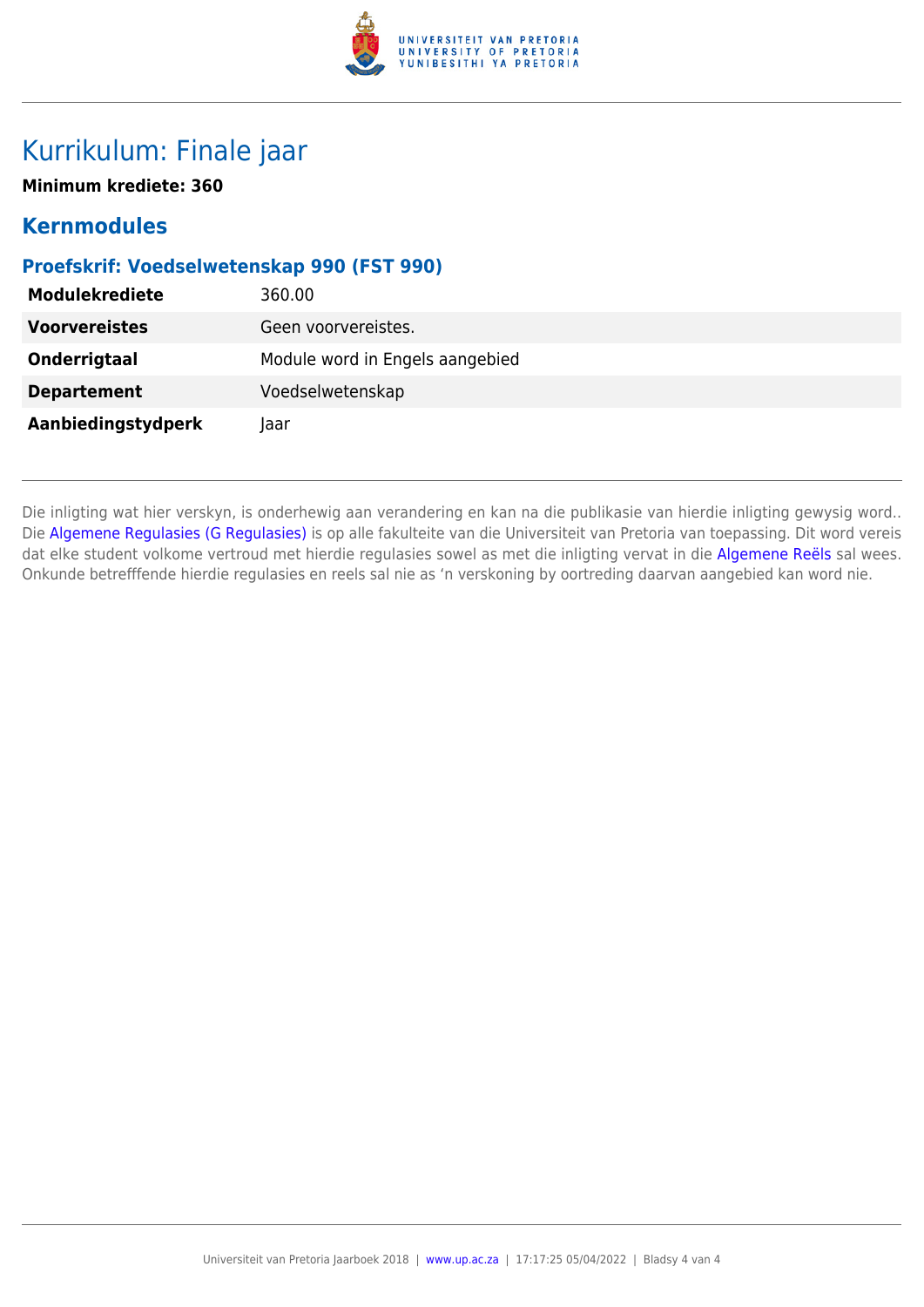# Kurrikulum: Finale jaar

**Minimum krediete: 360**

## Kernmodules

### Proefskrif: Voedselwetenskap 990 (FST 990)

| | |
|---|---|
| **Modulekrediete** | 360.00 |
| **Voorvereistes** | Geen voorvereistes. |
| **Onderrigtaal** | Module word in Engels aangebied |
| **Departement** | Voedselwetenskap |
| **Aanbiedingstydperk** | Jaar |

Die inligting wat hier verskyn, is onderhewig aan verandering en kan na die publikasie van hierdie inligting gewysig word.. Die Algemene Regulasies (G Regulasies) is op alle fakulteite van die Universiteit van Pretoria van toepassing. Dit word vereis dat elke student volkome vertroud met hierdie regulasies sowel as met die inligting vervat in die Algemene Reëls sal wees. Onkunde betrefffende hierdie regulasies en reels sal nie as 'n verskoning by oortreding daarvan aangebied kan word nie.